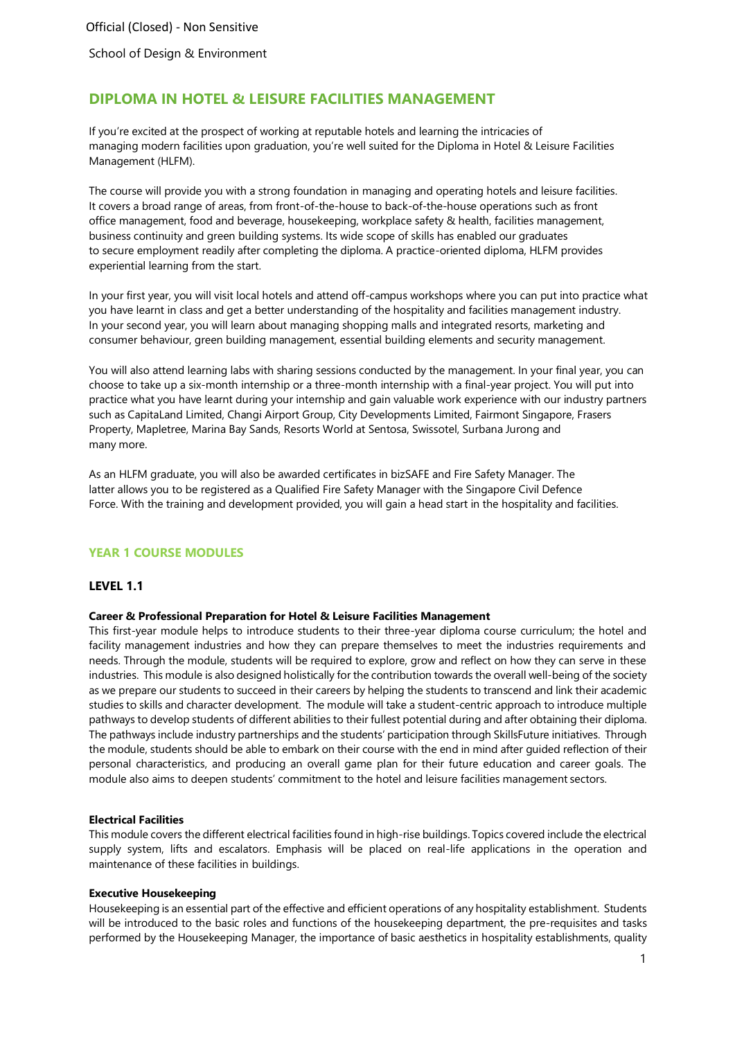Official (Closed) - Non Sensitive

School of Design & Environment

# DIPLOMA IN HOTEL & LEISURE FACILITIES MANAGEMENT

If you're excited at the prospect of working at reputable hotels and learning the intricacies of managing modern facilities upon graduation, you're well suited for the Diploma in Hotel & Leisure Facilities Management (HLFM).

The course will provide you with a strong foundation in managing and operating hotels and leisure facilities. It covers a broad range of areas, from front-of-the-house to back-of-the-house operations such as front office management, food and beverage, housekeeping, workplace safety & health, facilities management, business continuity and green building systems. Its wide scope of skills has enabled our graduates to secure employment readily after completing the diploma. A practice-oriented diploma, HLFM provides experiential learning from the start.

In your first year, you will visit local hotels and attend off-campus workshops where you can put into practice what you have learnt in class and get a better understanding of the hospitality and facilities management industry. In your second year, you will learn about managing shopping malls and integrated resorts, marketing and consumer behaviour, green building management, essential building elements and security management.

You will also attend learning labs with sharing sessions conducted by the management. In your final year, you can choose to take up a six-month internship or a three-month internship with a final-year project. You will put into practice what you have learnt during your internship and gain valuable work experience with our industry partners such as CapitaLand Limited, Changi Airport Group, City Developments Limited, Fairmont Singapore, Frasers Property, Mapletree, Marina Bay Sands, Resorts World at Sentosa, Swissotel, Surbana Jurong and many more.

As an HLFM graduate, you will also be awarded certificates in bizSAFE and Fire Safety Manager. The latter allows you to be registered as a Qualified Fire Safety Manager with the Singapore Civil Defence Force. With the training and development provided, you will gain a head start in the hospitality and facilities.

## YEAR 1 COURSE MODULES

### LEVEL 1.1

**Career & Professional Preparation for Hotel & Leisure Facilities Management**
This first-year module helps to introduce students to their three-year diploma course curriculum; the hotel and facility management industries and how they can prepare themselves to meet the industries requirements and needs. Through the module, students will be required to explore, grow and reflect on how they can serve in these industries. This module is also designed holistically for the contribution towards the overall well-being of the society as we prepare our students to succeed in their careers by helping the students to transcend and link their academic studies to skills and character development. The module will take a student-centric approach to introduce multiple pathways to develop students of different abilities to their fullest potential during and after obtaining their diploma. The pathways include industry partnerships and the students' participation through SkillsFuture initiatives. Through the module, students should be able to embark on their course with the end in mind after guided reflection of their personal characteristics, and producing an overall game plan for their future education and career goals. The module also aims to deepen students' commitment to the hotel and leisure facilities management sectors.

**Electrical Facilities**
This module covers the different electrical facilities found in high-rise buildings. Topics covered include the electrical supply system, lifts and escalators. Emphasis will be placed on real-life applications in the operation and maintenance of these facilities in buildings.

**Executive Housekeeping**
Housekeeping is an essential part of the effective and efficient operations of any hospitality establishment. Students will be introduced to the basic roles and functions of the housekeeping department, the pre-requisites and tasks performed by the Housekeeping Manager, the importance of basic aesthetics in hospitality establishments, quality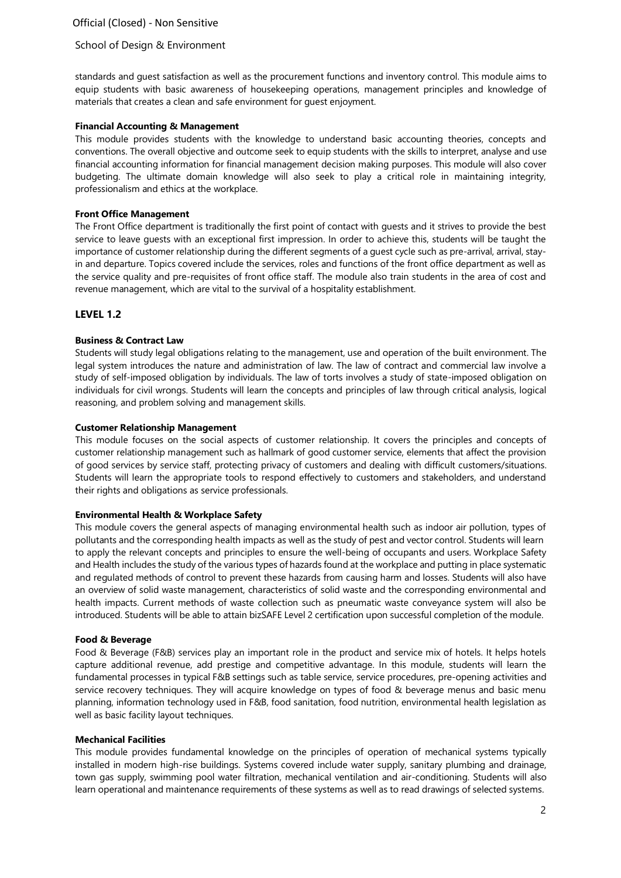standards and guest satisfaction as well as the procurement functions and inventory control. This module aims to equip students with basic awareness of housekeeping operations, management principles and knowledge of materials that creates a clean and safe environment for guest enjoyment.

**Financial Accounting & Management**

This module provides students with the knowledge to understand basic accounting theories, concepts and conventions. The overall objective and outcome seek to equip students with the skills to interpret, analyse and use financial accounting information for financial management decision making purposes. This module will also cover budgeting. The ultimate domain knowledge will also seek to play a critical role in maintaining integrity, professionalism and ethics at the workplace.

**Front Office Management**

The Front Office department is traditionally the first point of contact with guests and it strives to provide the best service to leave guests with an exceptional first impression. In order to achieve this, students will be taught the importance of customer relationship during the different segments of a guest cycle such as pre-arrival, arrival, stay-in and departure. Topics covered include the services, roles and functions of the front office department as well as the service quality and pre-requisites of front office staff. The module also train students in the area of cost and revenue management, which are vital to the survival of a hospitality establishment.

## LEVEL 1.2

**Business & Contract Law**

Students will study legal obligations relating to the management, use and operation of the built environment. The legal system introduces the nature and administration of law. The law of contract and commercial law involve a study of self-imposed obligation by individuals. The law of torts involves a study of state-imposed obligation on individuals for civil wrongs. Students will learn the concepts and principles of law through critical analysis, logical reasoning, and problem solving and management skills.

**Customer Relationship Management**

This module focuses on the social aspects of customer relationship. It covers the principles and concepts of customer relationship management such as hallmark of good customer service, elements that affect the provision of good services by service staff, protecting privacy of customers and dealing with difficult customers/situations. Students will learn the appropriate tools to respond effectively to customers and stakeholders, and understand their rights and obligations as service professionals.

**Environmental Health & Workplace Safety**

This module covers the general aspects of managing environmental health such as indoor air pollution, types of pollutants and the corresponding health impacts as well as the study of pest and vector control. Students will learn to apply the relevant concepts and principles to ensure the well-being of occupants and users. Workplace Safety and Health includes the study of the various types of hazards found at the workplace and putting in place systematic and regulated methods of control to prevent these hazards from causing harm and losses. Students will also have an overview of solid waste management, characteristics of solid waste and the corresponding environmental and health impacts. Current methods of waste collection such as pneumatic waste conveyance system will also be introduced. Students will be able to attain bizSAFE Level 2 certification upon successful completion of the module.

**Food & Beverage**

Food & Beverage (F&B) services play an important role in the product and service mix of hotels. It helps hotels capture additional revenue, add prestige and competitive advantage. In this module, students will learn the fundamental processes in typical F&B settings such as table service, service procedures, pre-opening activities and service recovery techniques. They will acquire knowledge on types of food & beverage menus and basic menu planning, information technology used in F&B, food sanitation, food nutrition, environmental health legislation as well as basic facility layout techniques.

**Mechanical Facilities**

This module provides fundamental knowledge on the principles of operation of mechanical systems typically installed in modern high-rise buildings. Systems covered include water supply, sanitary plumbing and drainage, town gas supply, swimming pool water filtration, mechanical ventilation and air-conditioning. Students will also learn operational and maintenance requirements of these systems as well as to read drawings of selected systems.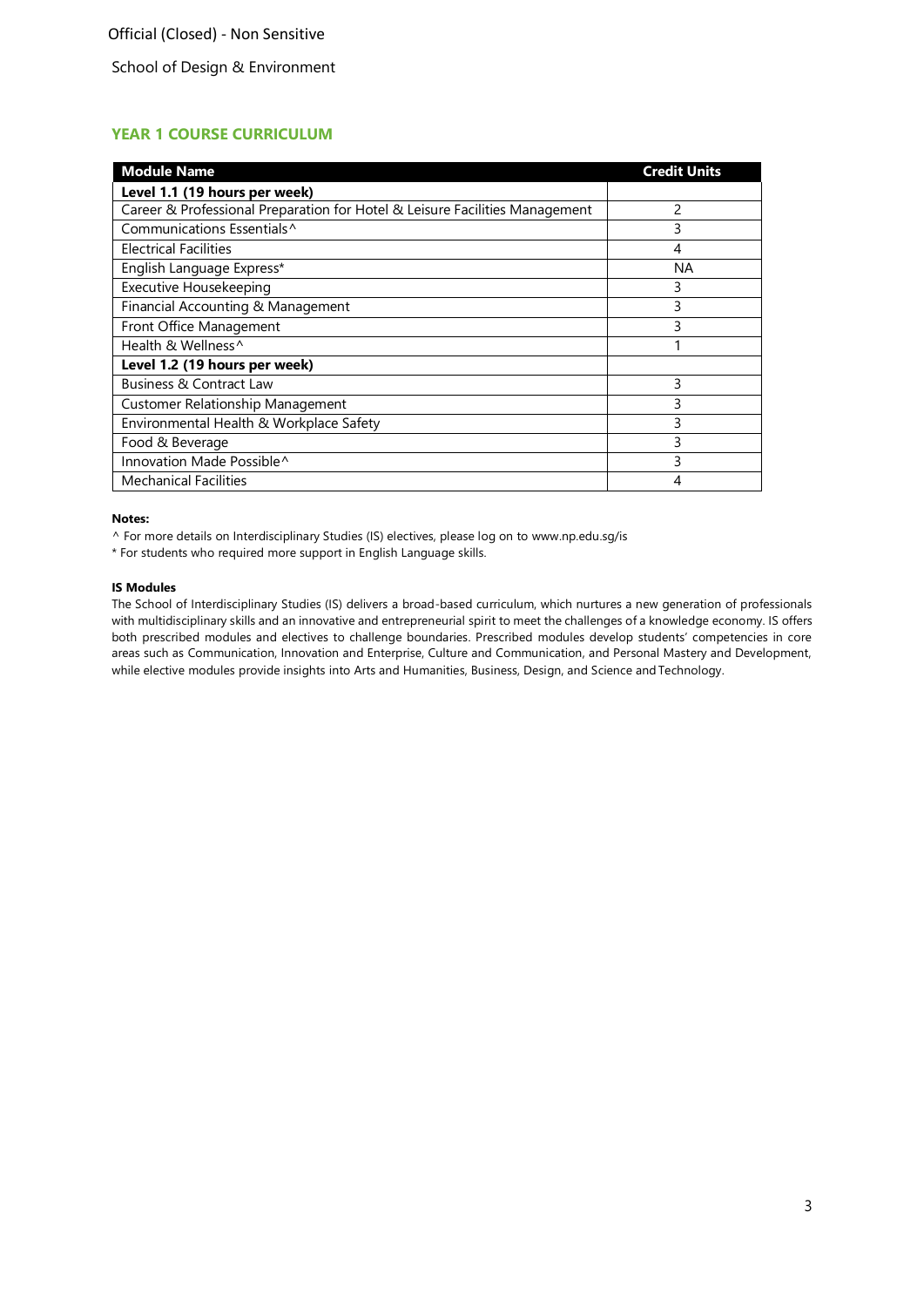## YEAR 1 COURSE CURRICULUM

| Module Name | Credit Units |
|---|---|
| **Level 1.1 (19 hours per week)** | |
| Career & Professional Preparation for Hotel & Leisure Facilities Management | 2 |
| Communications Essentials^ | 3 |
| Electrical Facilities | 4 |
| English Language Express* | NA |
| Executive Housekeeping | 3 |
| Financial Accounting & Management | 3 |
| Front Office Management | 3 |
| Health & Wellness^ | 1 |
| **Level 1.2 (19 hours per week)** | |
| Business & Contract Law | 3 |
| Customer Relationship Management | 3 |
| Environmental Health & Workplace Safety | 3 |
| Food & Beverage | 3 |
| Innovation Made Possible^ | 3 |
| Mechanical Facilities | 4 |

**Notes:**

^ For more details on Interdisciplinary Studies (IS) electives, please log on to www.np.edu.sg/is

* For students who required more support in English Language skills.

**IS Modules**

The School of Interdisciplinary Studies (IS) delivers a broad-based curriculum, which nurtures a new generation of professionals with multidisciplinary skills and an innovative and entrepreneurial spirit to meet the challenges of a knowledge economy. IS offers both prescribed modules and electives to challenge boundaries. Prescribed modules develop students' competencies in core areas such as Communication, Innovation and Enterprise, Culture and Communication, and Personal Mastery and Development, while elective modules provide insights into Arts and Humanities, Business, Design, and Science and Technology.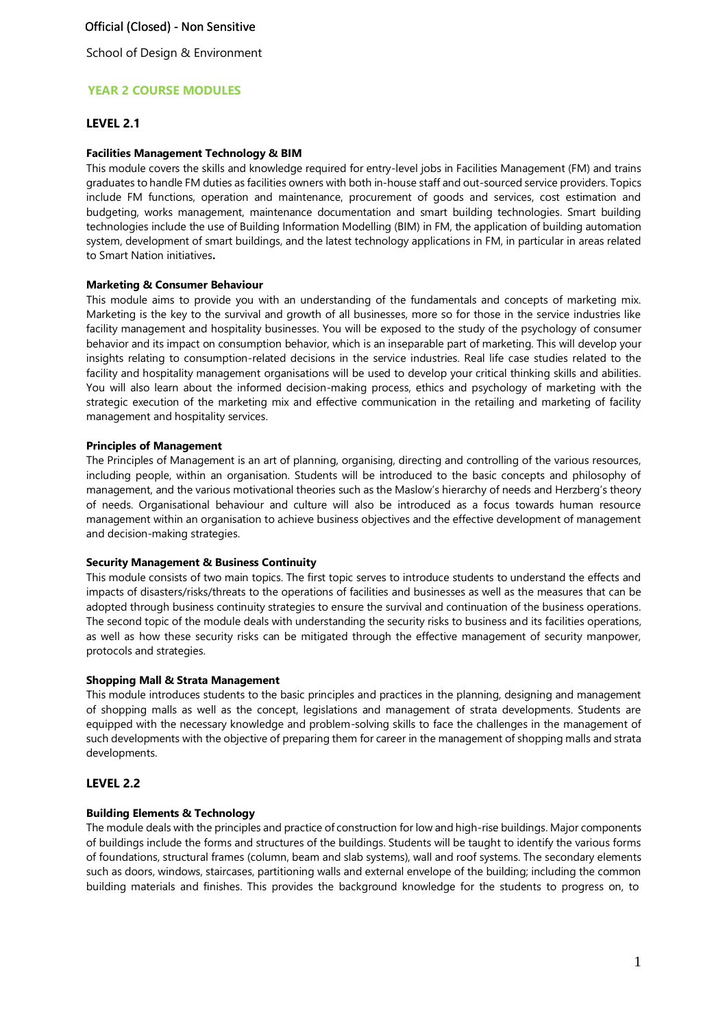School of Design & Environment

## YEAR 2 COURSE MODULES

### LEVEL 2.1

**Facilities Management Technology & BIM**

This module covers the skills and knowledge required for entry-level jobs in Facilities Management (FM) and trains graduates to handle FM duties as facilities owners with both in-house staff and out-sourced service providers. Topics include FM functions, operation and maintenance, procurement of goods and services, cost estimation and budgeting, works management, maintenance documentation and smart building technologies. Smart building technologies include the use of Building Information Modelling (BIM) in FM, the application of building automation system, development of smart buildings, and the latest technology applications in FM, in particular in areas related to Smart Nation initiatives**.**

**Marketing & Consumer Behaviour**

This module aims to provide you with an understanding of the fundamentals and concepts of marketing mix. Marketing is the key to the survival and growth of all businesses, more so for those in the service industries like facility management and hospitality businesses. You will be exposed to the study of the psychology of consumer behavior and its impact on consumption behavior, which is an inseparable part of marketing. This will develop your insights relating to consumption-related decisions in the service industries. Real life case studies related to the facility and hospitality management organisations will be used to develop your critical thinking skills and abilities. You will also learn about the informed decision-making process, ethics and psychology of marketing with the strategic execution of the marketing mix and effective communication in the retailing and marketing of facility management and hospitality services.

**Principles of Management**

The Principles of Management is an art of planning, organising, directing and controlling of the various resources, including people, within an organisation. Students will be introduced to the basic concepts and philosophy of management, and the various motivational theories such as the Maslow's hierarchy of needs and Herzberg's theory of needs. Organisational behaviour and culture will also be introduced as a focus towards human resource management within an organisation to achieve business objectives and the effective development of management and decision-making strategies.

**Security Management & Business Continuity**

This module consists of two main topics. The first topic serves to introduce students to understand the effects and impacts of disasters/risks/threats to the operations of facilities and businesses as well as the measures that can be adopted through business continuity strategies to ensure the survival and continuation of the business operations. The second topic of the module deals with understanding the security risks to business and its facilities operations, as well as how these security risks can be mitigated through the effective management of security manpower, protocols and strategies.

**Shopping Mall & Strata Management**

This module introduces students to the basic principles and practices in the planning, designing and management of shopping malls as well as the concept, legislations and management of strata developments. Students are equipped with the necessary knowledge and problem-solving skills to face the challenges in the management of such developments with the objective of preparing them for career in the management of shopping malls and strata developments.

### LEVEL 2.2

**Building Elements & Technology**

The module deals with the principles and practice of construction for low and high-rise buildings. Major components of buildings include the forms and structures of the buildings. Students will be taught to identify the various forms of foundations, structural frames (column, beam and slab systems), wall and roof systems. The secondary elements such as doors, windows, staircases, partitioning walls and external envelope of the building; including the common building materials and finishes. This provides the background knowledge for the students to progress on, to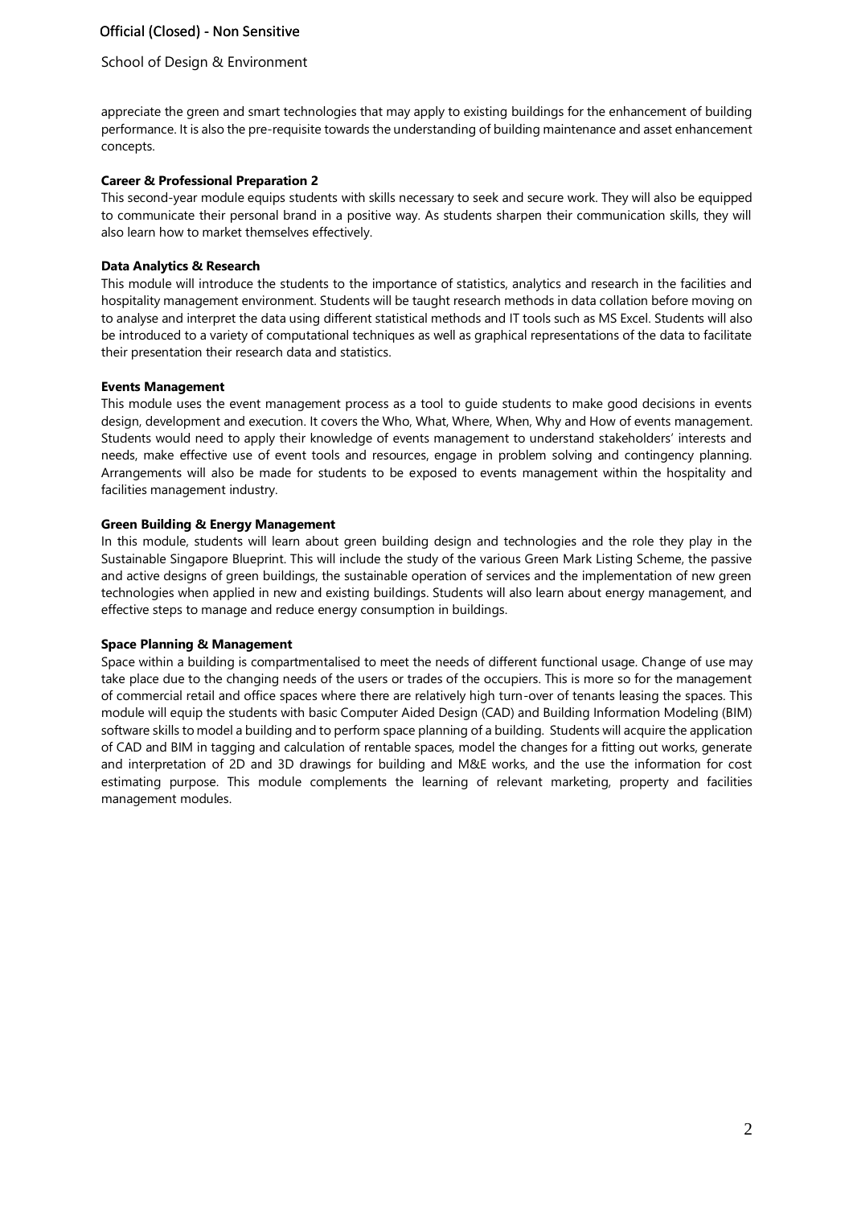appreciate the green and smart technologies that may apply to existing buildings for the enhancement of building performance. It is also the pre-requisite towards the understanding of building maintenance and asset enhancement concepts.

**Career & Professional Preparation 2**

This second-year module equips students with skills necessary to seek and secure work. They will also be equipped to communicate their personal brand in a positive way. As students sharpen their communication skills, they will also learn how to market themselves effectively.

**Data Analytics & Research**

This module will introduce the students to the importance of statistics, analytics and research in the facilities and hospitality management environment. Students will be taught research methods in data collation before moving on to analyse and interpret the data using different statistical methods and IT tools such as MS Excel. Students will also be introduced to a variety of computational techniques as well as graphical representations of the data to facilitate their presentation their research data and statistics.

**Events Management**

This module uses the event management process as a tool to guide students to make good decisions in events design, development and execution. It covers the Who, What, Where, When, Why and How of events management. Students would need to apply their knowledge of events management to understand stakeholders' interests and needs, make effective use of event tools and resources, engage in problem solving and contingency planning. Arrangements will also be made for students to be exposed to events management within the hospitality and facilities management industry.

**Green Building & Energy Management**

In this module, students will learn about green building design and technologies and the role they play in the Sustainable Singapore Blueprint. This will include the study of the various Green Mark Listing Scheme, the passive and active designs of green buildings, the sustainable operation of services and the implementation of new green technologies when applied in new and existing buildings. Students will also learn about energy management, and effective steps to manage and reduce energy consumption in buildings.

**Space Planning & Management**

Space within a building is compartmentalised to meet the needs of different functional usage. Change of use may take place due to the changing needs of the users or trades of the occupiers. This is more so for the management of commercial retail and office spaces where there are relatively high turn-over of tenants leasing the spaces. This module will equip the students with basic Computer Aided Design (CAD) and Building Information Modeling (BIM) software skills to model a building and to perform space planning of a building. Students will acquire the application of CAD and BIM in tagging and calculation of rentable spaces, model the changes for a fitting out works, generate and interpretation of 2D and 3D drawings for building and M&E works, and the use the information for cost estimating purpose. This module complements the learning of relevant marketing, property and facilities management modules.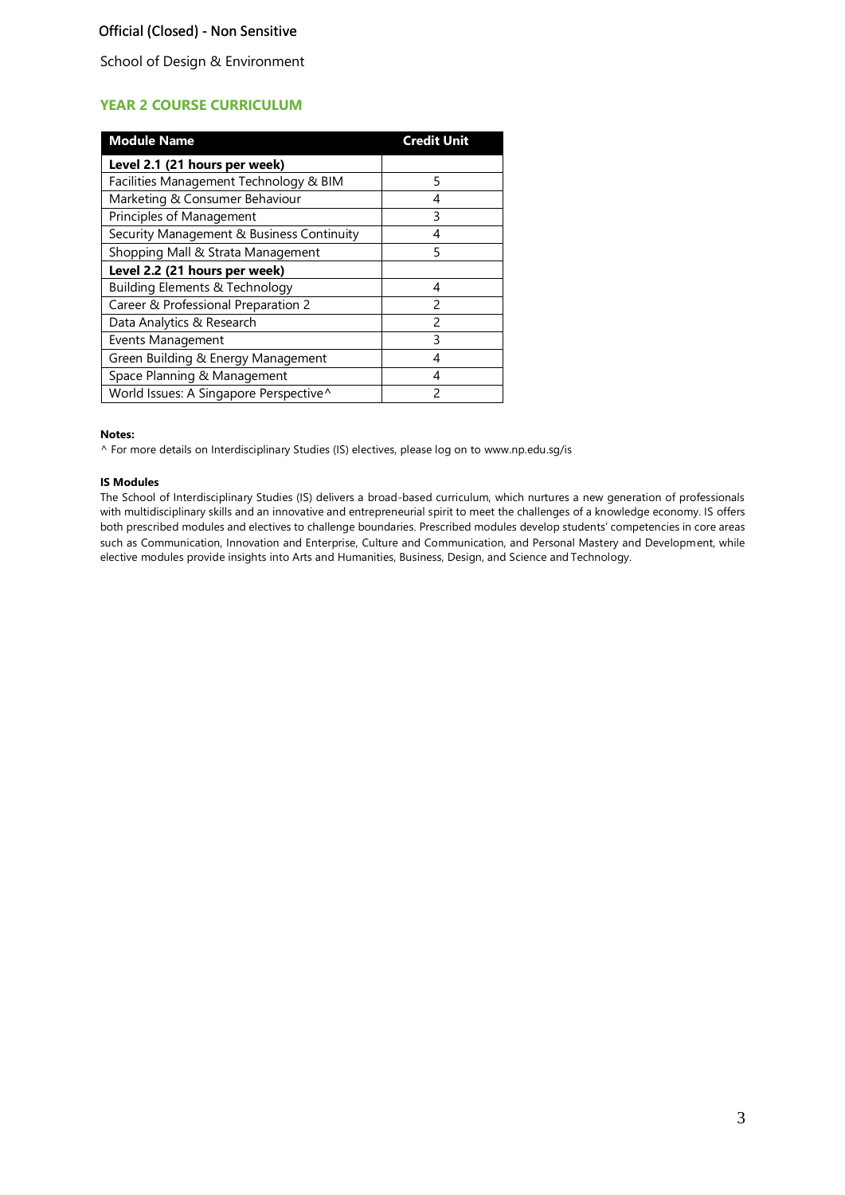Official (Closed) - Non Sensitive

School of Design & Environment

## YEAR 2 COURSE CURRICULUM

| Module Name | Credit Unit |
|---|---|
| **Level 2.1 (21 hours per week)** | |
| Facilities Management Technology & BIM | 5 |
| Marketing & Consumer Behaviour | 4 |
| Principles of Management | 3 |
| Security Management & Business Continuity | 4 |
| Shopping Mall & Strata Management | 5 |
| **Level 2.2 (21 hours per week)** | |
| Building Elements & Technology | 4 |
| Career & Professional Preparation 2 | 2 |
| Data Analytics & Research | 2 |
| Events Management | 3 |
| Green Building & Energy Management | 4 |
| Space Planning & Management | 4 |
| World Issues: A Singapore Perspective^ | 2 |

**Notes:**

^ For more details on Interdisciplinary Studies (IS) electives, please log on to www.np.edu.sg/is

**IS Modules**

The School of Interdisciplinary Studies (IS) delivers a broad-based curriculum, which nurtures a new generation of professionals with multidisciplinary skills and an innovative and entrepreneurial spirit to meet the challenges of a knowledge economy. IS offers both prescribed modules and electives to challenge boundaries. Prescribed modules develop students' competencies in core areas such as Communication, Innovation and Enterprise, Culture and Communication, and Personal Mastery and Development, while elective modules provide insights into Arts and Humanities, Business, Design, and Science and Technology.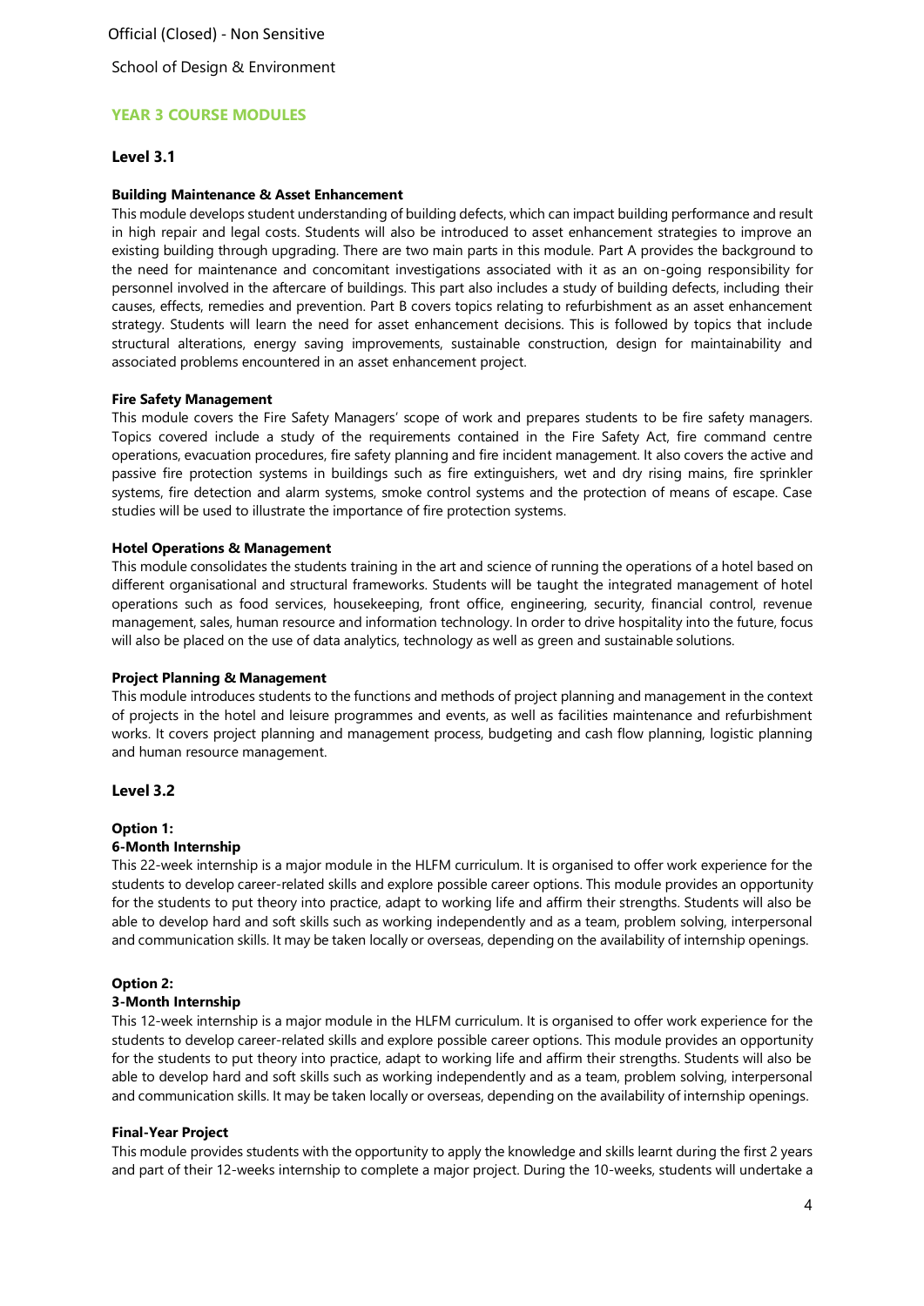## YEAR 3 COURSE MODULES

### Level 3.1

**Building Maintenance & Asset Enhancement**

This module develops student understanding of building defects, which can impact building performance and result in high repair and legal costs. Students will also be introduced to asset enhancement strategies to improve an existing building through upgrading. There are two main parts in this module. Part A provides the background to the need for maintenance and concomitant investigations associated with it as an on-going responsibility for personnel involved in the aftercare of buildings. This part also includes a study of building defects, including their causes, effects, remedies and prevention. Part B covers topics relating to refurbishment as an asset enhancement strategy. Students will learn the need for asset enhancement decisions. This is followed by topics that include structural alterations, energy saving improvements, sustainable construction, design for maintainability and associated problems encountered in an asset enhancement project.

**Fire Safety Management**

This module covers the Fire Safety Managers' scope of work and prepares students to be fire safety managers. Topics covered include a study of the requirements contained in the Fire Safety Act, fire command centre operations, evacuation procedures, fire safety planning and fire incident management. It also covers the active and passive fire protection systems in buildings such as fire extinguishers, wet and dry rising mains, fire sprinkler systems, fire detection and alarm systems, smoke control systems and the protection of means of escape. Case studies will be used to illustrate the importance of fire protection systems.

**Hotel Operations & Management**

This module consolidates the students training in the art and science of running the operations of a hotel based on different organisational and structural frameworks. Students will be taught the integrated management of hotel operations such as food services, housekeeping, front office, engineering, security, financial control, revenue management, sales, human resource and information technology. In order to drive hospitality into the future, focus will also be placed on the use of data analytics, technology as well as green and sustainable solutions.

**Project Planning & Management**

This module introduces students to the functions and methods of project planning and management in the context of projects in the hotel and leisure programmes and events, as well as facilities maintenance and refurbishment works. It covers project planning and management process, budgeting and cash flow planning, logistic planning and human resource management.

### Level 3.2

**Option 1:**
**6-Month Internship**

This 22-week internship is a major module in the HLFM curriculum. It is organised to offer work experience for the students to develop career-related skills and explore possible career options. This module provides an opportunity for the students to put theory into practice, adapt to working life and affirm their strengths. Students will also be able to develop hard and soft skills such as working independently and as a team, problem solving, interpersonal and communication skills. It may be taken locally or overseas, depending on the availability of internship openings.

**Option 2:**
**3-Month Internship**

This 12-week internship is a major module in the HLFM curriculum. It is organised to offer work experience for the students to develop career-related skills and explore possible career options. This module provides an opportunity for the students to put theory into practice, adapt to working life and affirm their strengths. Students will also be able to develop hard and soft skills such as working independently and as a team, problem solving, interpersonal and communication skills. It may be taken locally or overseas, depending on the availability of internship openings.

**Final-Year Project**

This module provides students with the opportunity to apply the knowledge and skills learnt during the first 2 years and part of their 12-weeks internship to complete a major project. During the 10-weeks, students will undertake a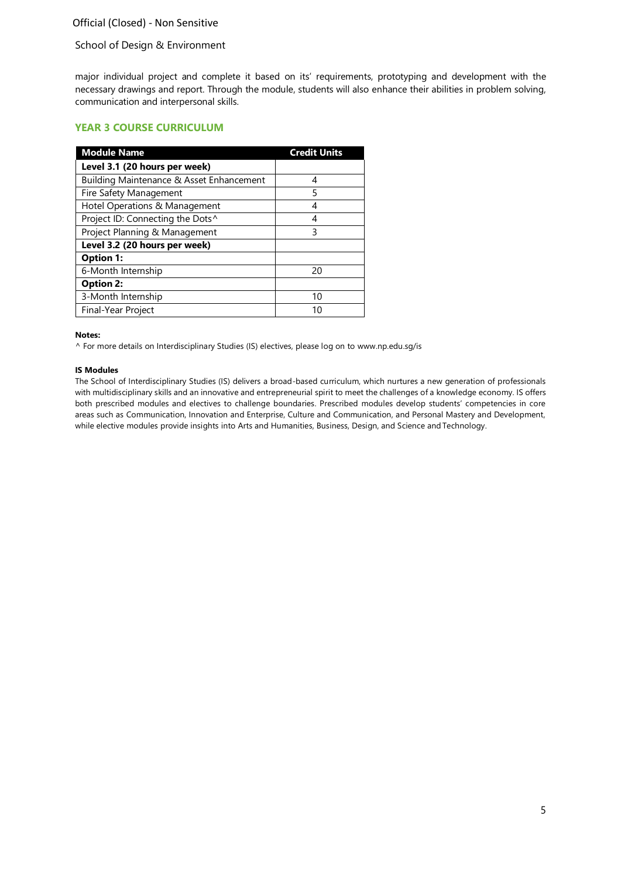major individual project and complete it based on its' requirements, prototyping and development with the necessary drawings and report. Through the module, students will also enhance their abilities in problem solving, communication and interpersonal skills.

## YEAR 3 COURSE CURRICULUM

| Module Name | Credit Units |
|---|---|
| **Level 3.1 (20 hours per week)** | |
| Building Maintenance & Asset Enhancement | 4 |
| Fire Safety Management | 5 |
| Hotel Operations & Management | 4 |
| Project ID: Connecting the Dots^ | 4 |
| Project Planning & Management | 3 |
| **Level 3.2 (20 hours per week)** | |
| **Option 1:** | |
| 6-Month Internship | 20 |
| **Option 2:** | |
| 3-Month Internship | 10 |
| Final-Year Project | 10 |

**Notes:**

^ For more details on Interdisciplinary Studies (IS) electives, please log on to www.np.edu.sg/is

**IS Modules**

The School of Interdisciplinary Studies (IS) delivers a broad-based curriculum, which nurtures a new generation of professionals with multidisciplinary skills and an innovative and entrepreneurial spirit to meet the challenges of a knowledge economy. IS offers both prescribed modules and electives to challenge boundaries. Prescribed modules develop students' competencies in core areas such as Communication, Innovation and Enterprise, Culture and Communication, and Personal Mastery and Development, while elective modules provide insights into Arts and Humanities, Business, Design, and Science and Technology.